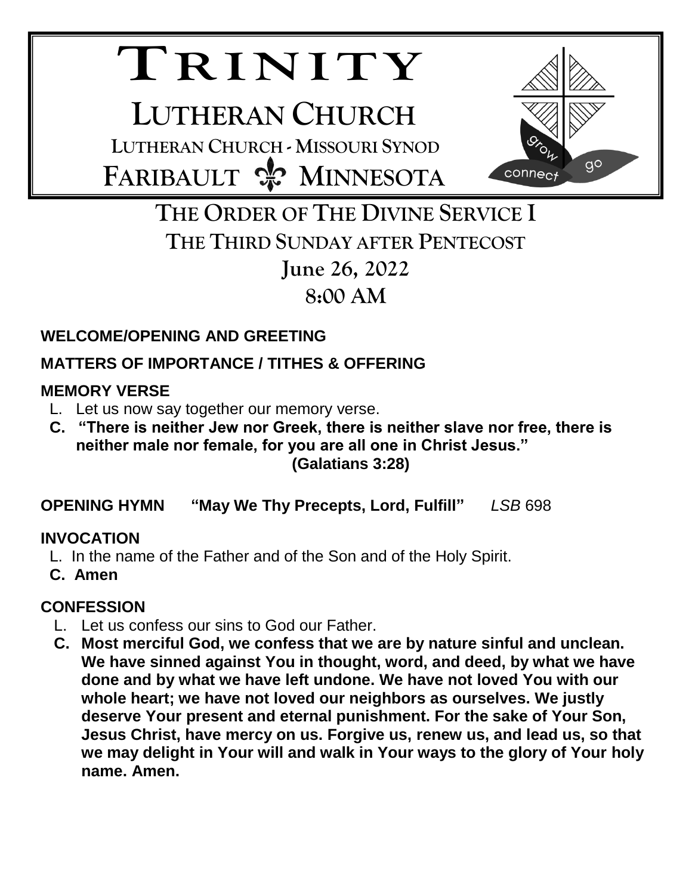# TRINITY

## LUTHERAN CHURCH

LUTHERAN CHURCH - MISSOURI SYNOD

FARIBAULT ⚜ MINNESOTA

grow connect go

## THE ORDER OF THE DIVINE SERVICE I
## THE THIRD SUNDAY AFTER PENTECOST
## June 26, 2022
## 8:00 AM

**WELCOME/OPENING AND GREETING**

**MATTERS OF IMPORTANCE / TITHES & OFFERING**

**MEMORY VERSE**

L. Let us now say together our memory verse.

**C. "There is neither Jew nor Greek, there is neither slave nor free, there is neither male nor female, for you are all one in Christ Jesus." (Galatians 3:28)**

**OPENING HYMN** **"May We Thy Precepts, Lord, Fulfill"** *LSB* 698

**INVOCATION**

L. In the name of the Father and of the Son and of the Holy Spirit.

**C. Amen**

**CONFESSION**

L. Let us confess our sins to God our Father.

**C. Most merciful God, we confess that we are by nature sinful and unclean. We have sinned against You in thought, word, and deed, by what we have done and by what we have left undone. We have not loved You with our whole heart; we have not loved our neighbors as ourselves. We justly deserve Your present and eternal punishment. For the sake of Your Son, Jesus Christ, have mercy on us. Forgive us, renew us, and lead us, so that we may delight in Your will and walk in Your ways to the glory of Your holy name. Amen.**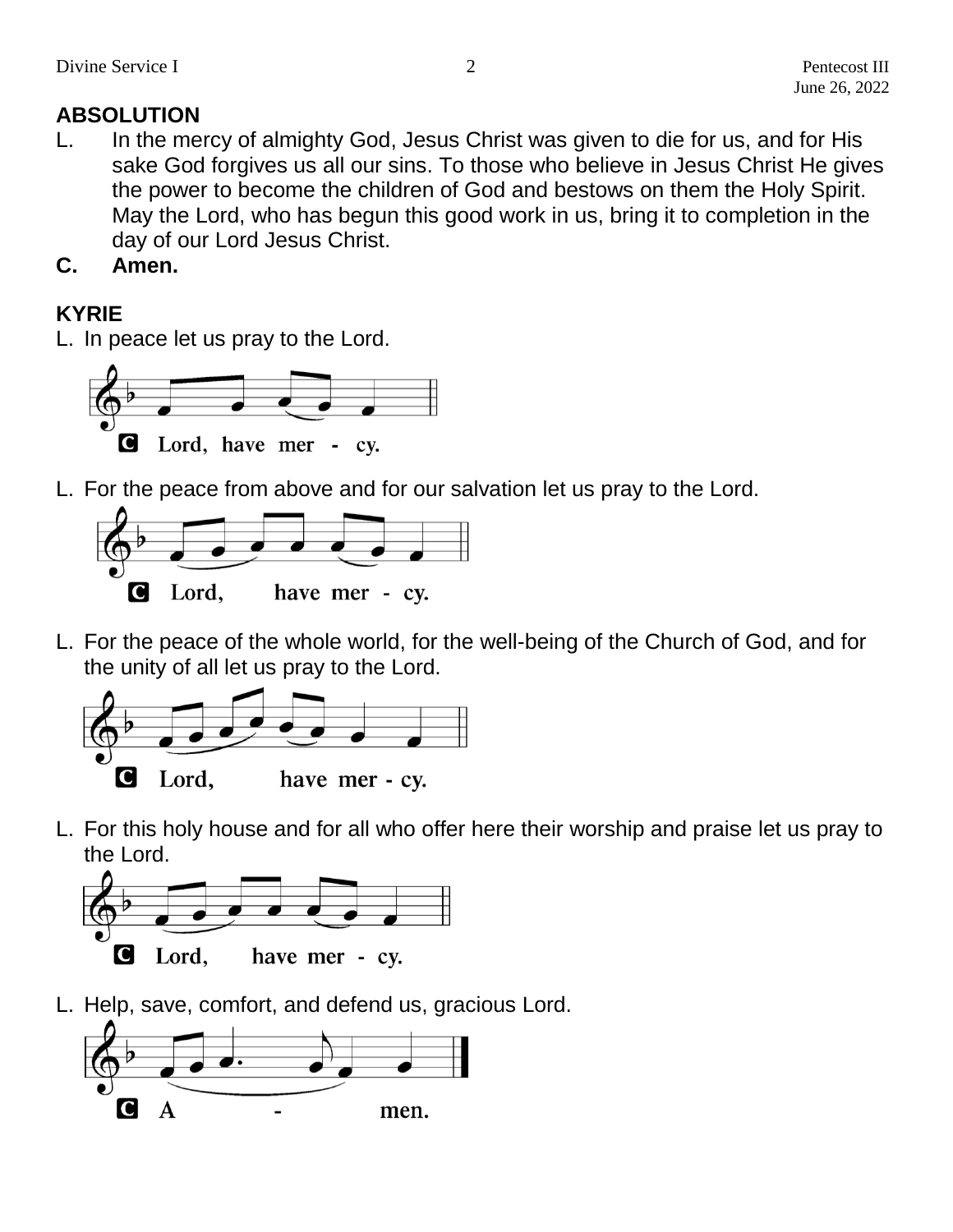## ABSOLUTION

L. In the mercy of almighty God, Jesus Christ was given to die for us, and for His sake God forgives us all our sins. To those who believe in Jesus Christ He gives the power to become the children of God and bestows on them the Holy Spirit. May the Lord, who has begun this good work in us, bring it to completion in the day of our Lord Jesus Christ.

**C. Amen.**

## KYRIE

L. In peace let us pray to the Lord.

**C Lord, have mer - cy.**

L. For the peace from above and for our salvation let us pray to the Lord.

**C Lord, have mer - cy.**

L. For the peace of the whole world, for the well-being of the Church of God, and for the unity of all let us pray to the Lord.

**C Lord, have mer - cy.**

L. For this holy house and for all who offer here their worship and praise let us pray to the Lord.

**C Lord, have mer - cy.**

L. Help, save, comfort, and defend us, gracious Lord.

**C A - men.**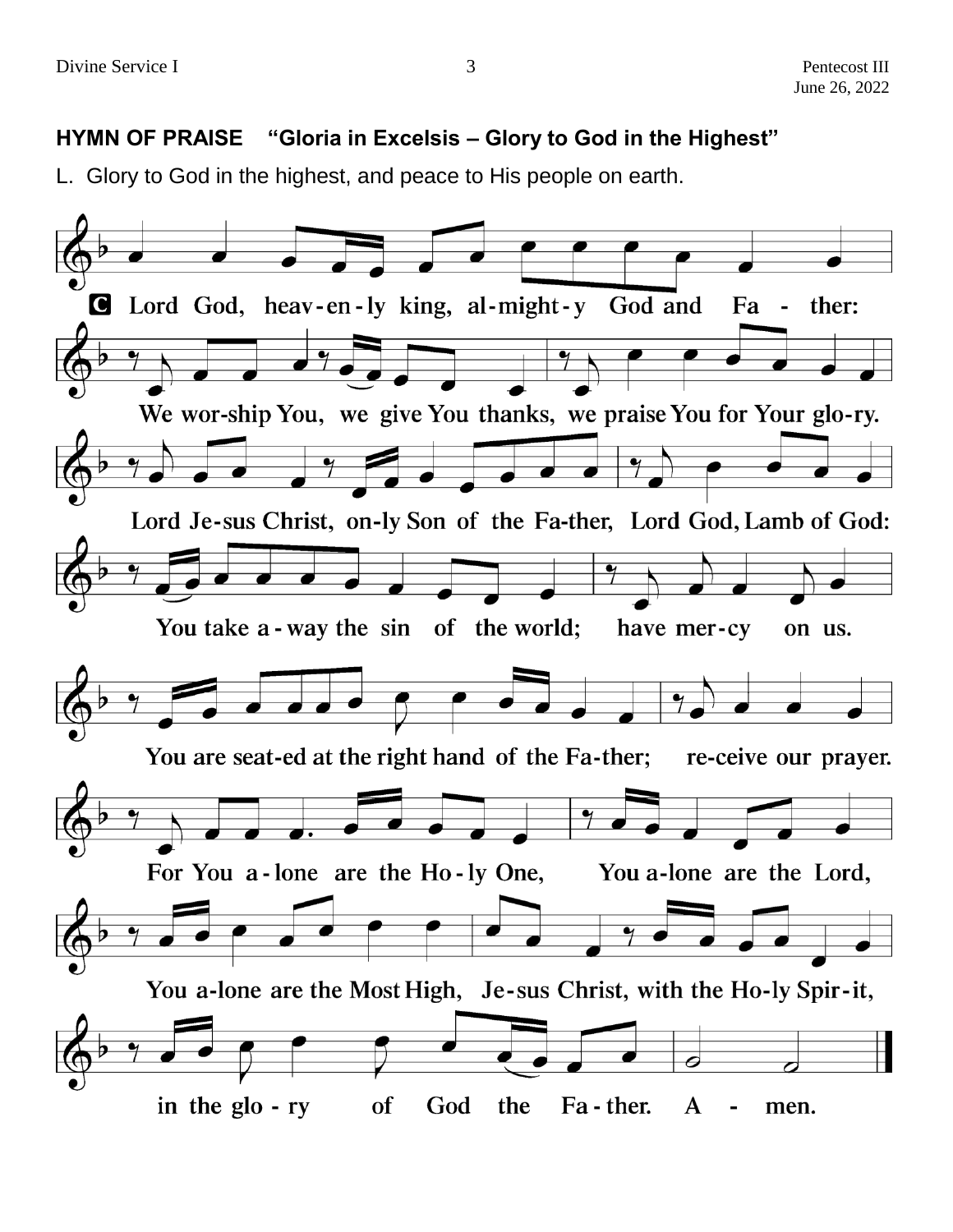## HYMN OF PRAISE "Gloria in Excelsis – Glory to God in the Highest"

L. Glory to God in the highest, and peace to His people on earth.

**C** Lord God, heav-en-ly king, al-might-y God and Fa - ther:

We wor-ship You, we give You thanks, we praise You for Your glo-ry.

Lord Je-sus Christ, on-ly Son of the Fa-ther, Lord God, Lamb of God:

You take a-way the sin of the world; have mer-cy on us.

You are seat-ed at the right hand of the Fa-ther; re-ceive our prayer.

For You a-lone are the Ho-ly One, You a-lone are the Lord,

You a-lone are the Most High, Je-sus Christ, with the Ho-ly Spir-it,

in the glo - ry of God the Fa-ther. A - men.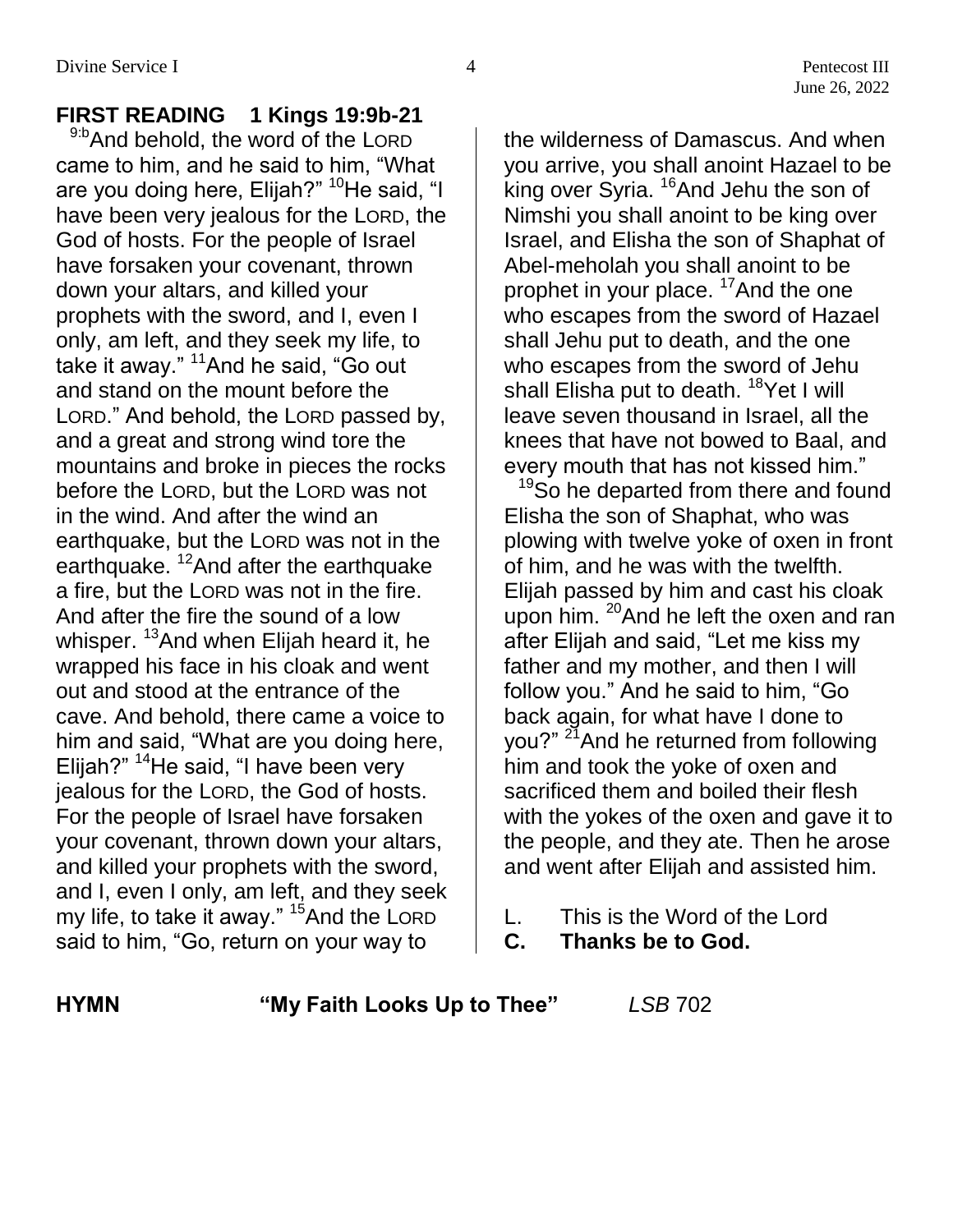## FIRST READING 1 Kings 19:9b-21

[9:b]And behold, the word of the LORD came to him, and he said to him, "What are you doing here, Elijah?" [10]He said, "I have been very jealous for the LORD, the God of hosts. For the people of Israel have forsaken your covenant, thrown down your altars, and killed your prophets with the sword, and I, even I only, am left, and they seek my life, to take it away." [11]And he said, "Go out and stand on the mount before the LORD." And behold, the LORD passed by, and a great and strong wind tore the mountains and broke in pieces the rocks before the LORD, but the LORD was not in the wind. And after the wind an earthquake, but the LORD was not in the earthquake. [12]And after the earthquake a fire, but the LORD was not in the fire. And after the fire the sound of a low whisper. [13]And when Elijah heard it, he wrapped his face in his cloak and went out and stood at the entrance of the cave. And behold, there came a voice to him and said, "What are you doing here, Elijah?" [14]He said, "I have been very jealous for the LORD, the God of hosts. For the people of Israel have forsaken your covenant, thrown down your altars, and killed your prophets with the sword, and I, even I only, am left, and they seek my life, to take it away." [15]And the LORD said to him, "Go, return on your way to the wilderness of Damascus. And when you arrive, you shall anoint Hazael to be king over Syria. [16]And Jehu the son of Nimshi you shall anoint to be king over Israel, and Elisha the son of Shaphat of Abel-meholah you shall anoint to be prophet in your place. [17]And the one who escapes from the sword of Hazael shall Jehu put to death, and the one who escapes from the sword of Jehu shall Elisha put to death. [18]Yet I will leave seven thousand in Israel, all the knees that have not bowed to Baal, and every mouth that has not kissed him."

[19]So he departed from there and found Elisha the son of Shaphat, who was plowing with twelve yoke of oxen in front of him, and he was with the twelfth. Elijah passed by him and cast his cloak upon him. [20]And he left the oxen and ran after Elijah and said, "Let me kiss my father and my mother, and then I will follow you." And he said to him, "Go back again, for what have I done to you?" [21]And he returned from following him and took the yoke of oxen and sacrificed them and boiled their flesh with the yokes of the oxen and gave it to the people, and they ate. Then he arose and went after Elijah and assisted him.

L. This is the Word of the Lord
**C. Thanks be to God.**

**HYMN** **"My Faith Looks Up to Thee"** *LSB* 702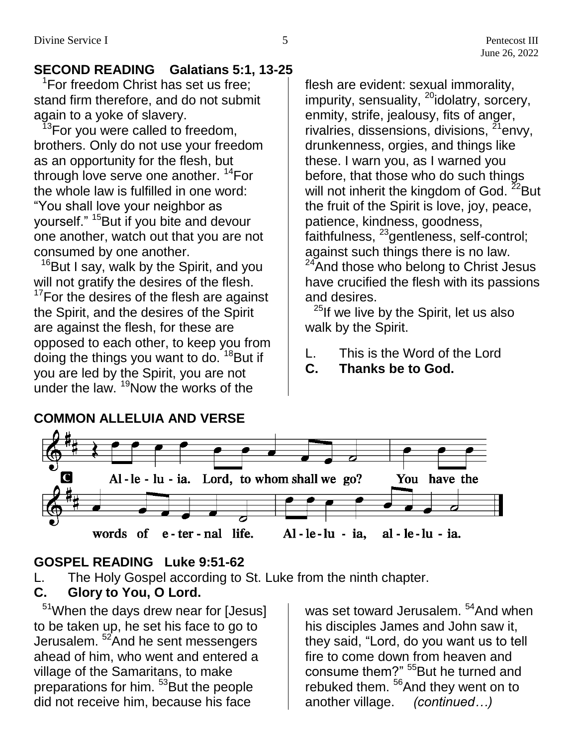## SECOND READING Galatians 5:1, 13-25

[1]For freedom Christ has set us free; stand firm therefore, and do not submit again to a yoke of slavery.

[13]For you were called to freedom, brothers. Only do not use your freedom as an opportunity for the flesh, but through love serve one another. [14]For the whole law is fulfilled in one word: “You shall love your neighbor as yourself.” [15]But if you bite and devour one another, watch out that you are not consumed by one another.

[16]But I say, walk by the Spirit, and you will not gratify the desires of the flesh. [17]For the desires of the flesh are against the Spirit, and the desires of the Spirit are against the flesh, for these are opposed to each other, to keep you from doing the things you want to do. [18]But if you are led by the Spirit, you are not under the law. [19]Now the works of the flesh are evident: sexual immorality, impurity, sensuality, [20]idolatry, sorcery, enmity, strife, jealousy, fits of anger, rivalries, dissensions, divisions, [21]envy, drunkenness, orgies, and things like these. I warn you, as I warned you before, that those who do such things will not inherit the kingdom of God. [22]But the fruit of the Spirit is love, joy, peace, patience, kindness, goodness, faithfulness, [23]gentleness, self-control; against such things there is no law. [24]And those who belong to Christ Jesus have crucified the flesh with its passions and desires.

[25]If we live by the Spirit, let us also walk by the Spirit.

L. This is the Word of the Lord
**C. Thanks be to God.**

## COMMON ALLELUIA AND VERSE

C Al-le-lu-ia. Lord, to whom shall we go? You have the words of e-ter-nal life. Al-le-lu-ia, al-le-lu-ia.

## GOSPEL READING Luke 9:51-62

L. The Holy Gospel according to St. Luke from the ninth chapter.
**C. Glory to You, O Lord.**

[51]When the days drew near for [Jesus] to be taken up, he set his face to go to Jerusalem. [52]And he sent messengers ahead of him, who went and entered a village of the Samaritans, to make preparations for him. [53]But the people did not receive him, because his face was set toward Jerusalem. [54]And when his disciples James and John saw it, they said, “Lord, do you want us to tell fire to come down from heaven and consume them?” [55]But he turned and rebuked them. [56]And they went on to another village. *(continued…)*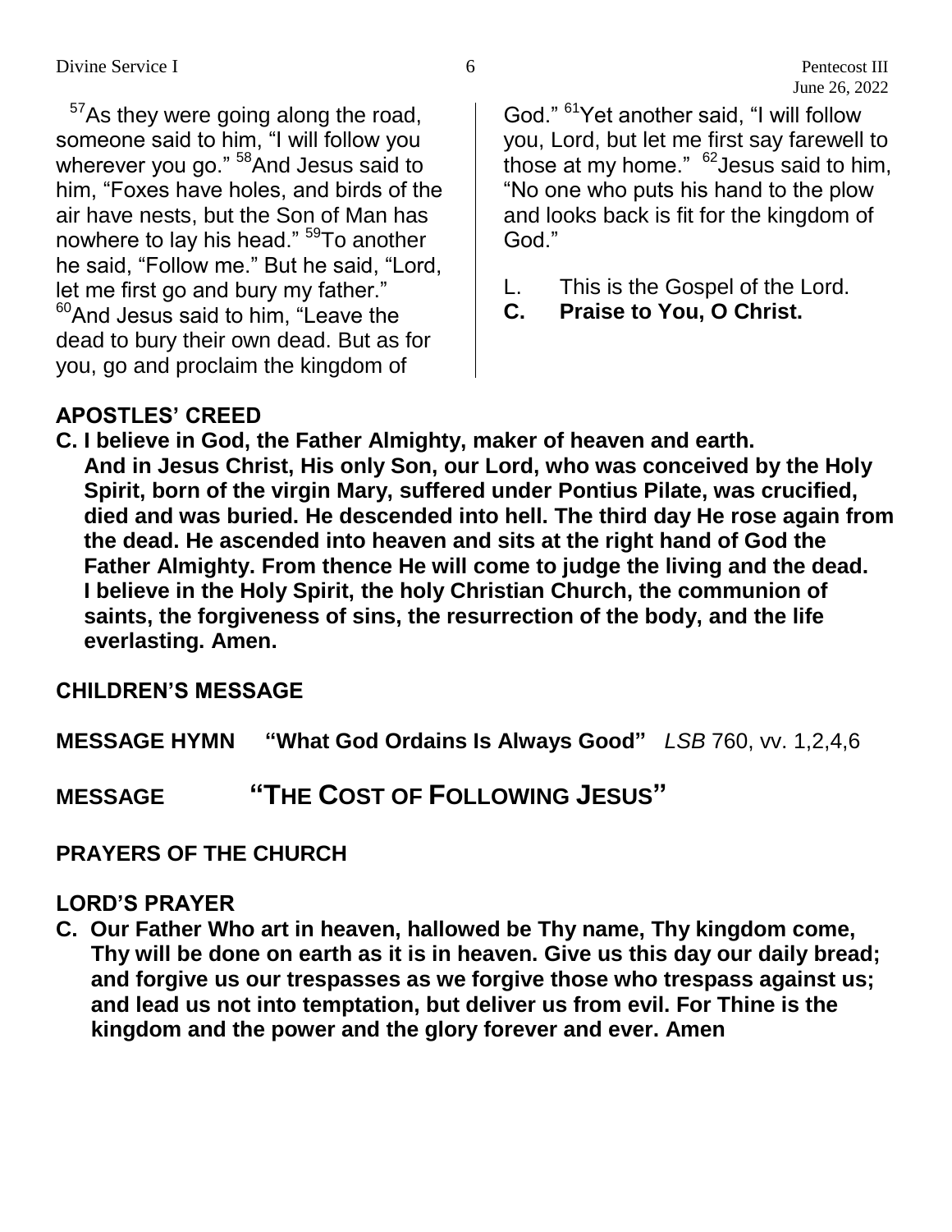[57]As they were going along the road, someone said to him, "I will follow you wherever you go." [58]And Jesus said to him, "Foxes have holes, and birds of the air have nests, but the Son of Man has nowhere to lay his head." [59]To another he said, "Follow me." But he said, "Lord, let me first go and bury my father." [60]And Jesus said to him, "Leave the dead to bury their own dead. But as for you, go and proclaim the kingdom of God." [61]Yet another said, "I will follow you, Lord, but let me first say farewell to those at my home." [62]Jesus said to him, "No one who puts his hand to the plow and looks back is fit for the kingdom of God."

L. This is the Gospel of the Lord.
**C. Praise to You, O Christ.**

## APOSTLES' CREED

**C. I believe in God, the Father Almighty, maker of heaven and earth.
And in Jesus Christ, His only Son, our Lord, who was conceived by the Holy Spirit, born of the virgin Mary, suffered under Pontius Pilate, was crucified, died and was buried. He descended into hell. The third day He rose again from the dead. He ascended into heaven and sits at the right hand of God the Father Almighty. From thence He will come to judge the living and the dead.
I believe in the Holy Spirit, the holy Christian Church, the communion of saints, the forgiveness of sins, the resurrection of the body, and the life everlasting. Amen.**

## CHILDREN'S MESSAGE

**MESSAGE HYMN "What God Ordains Is Always Good"** *LSB* 760, vv. 1,2,4,6

## MESSAGE "THE COST OF FOLLOWING JESUS"

## PRAYERS OF THE CHURCH

## LORD'S PRAYER

**C. Our Father Who art in heaven, hallowed be Thy name, Thy kingdom come, Thy will be done on earth as it is in heaven. Give us this day our daily bread; and forgive us our trespasses as we forgive those who trespass against us; and lead us not into temptation, but deliver us from evil. For Thine is the kingdom and the power and the glory forever and ever. Amen**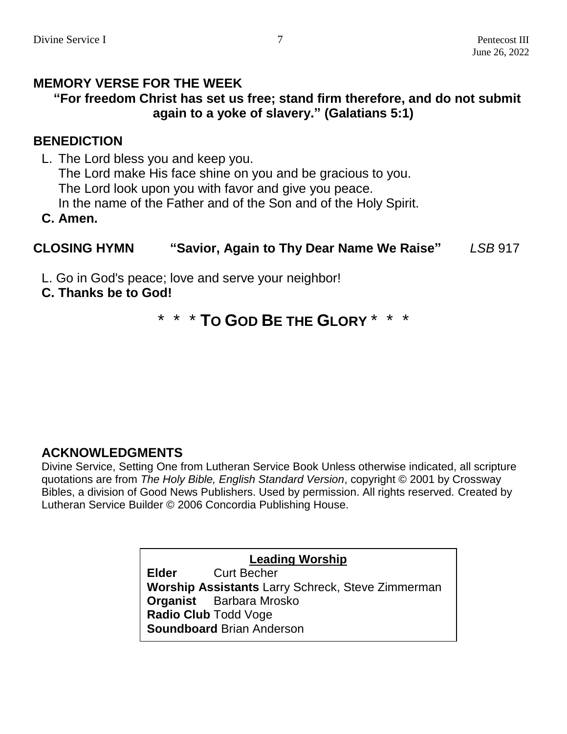## MEMORY VERSE FOR THE WEEK

**"For freedom Christ has set us free; stand firm therefore, and do not submit again to a yoke of slavery." (Galatians 5:1)**

## BENEDICTION

L. The Lord bless you and keep you.
The Lord make His face shine on you and be gracious to you.
The Lord look upon you with favor and give you peace.
In the name of the Father and of the Son and of the Holy Spirit.

**C. Amen.**

## CLOSING HYMN "Savior, Again to Thy Dear Name We Raise" *LSB* 917

L. Go in God's peace; love and serve your neighbor!

**C. Thanks be to God!**

\* \* \* **TO GOD BE THE GLORY** \* \* \*

## ACKNOWLEDGMENTS

Divine Service, Setting One from Lutheran Service Book Unless otherwise indicated, all scripture quotations are from *The Holy Bible, English Standard Version*, copyright © 2001 by Crossway Bibles, a division of Good News Publishers. Used by permission. All rights reserved. Created by Lutheran Service Builder © 2006 Concordia Publishing House.

**Leading Worship**

**Elder** Curt Becher
**Worship Assistants** Larry Schreck, Steve Zimmerman
**Organist** Barbara Mrosko
**Radio Club** Todd Voge
**Soundboard** Brian Anderson